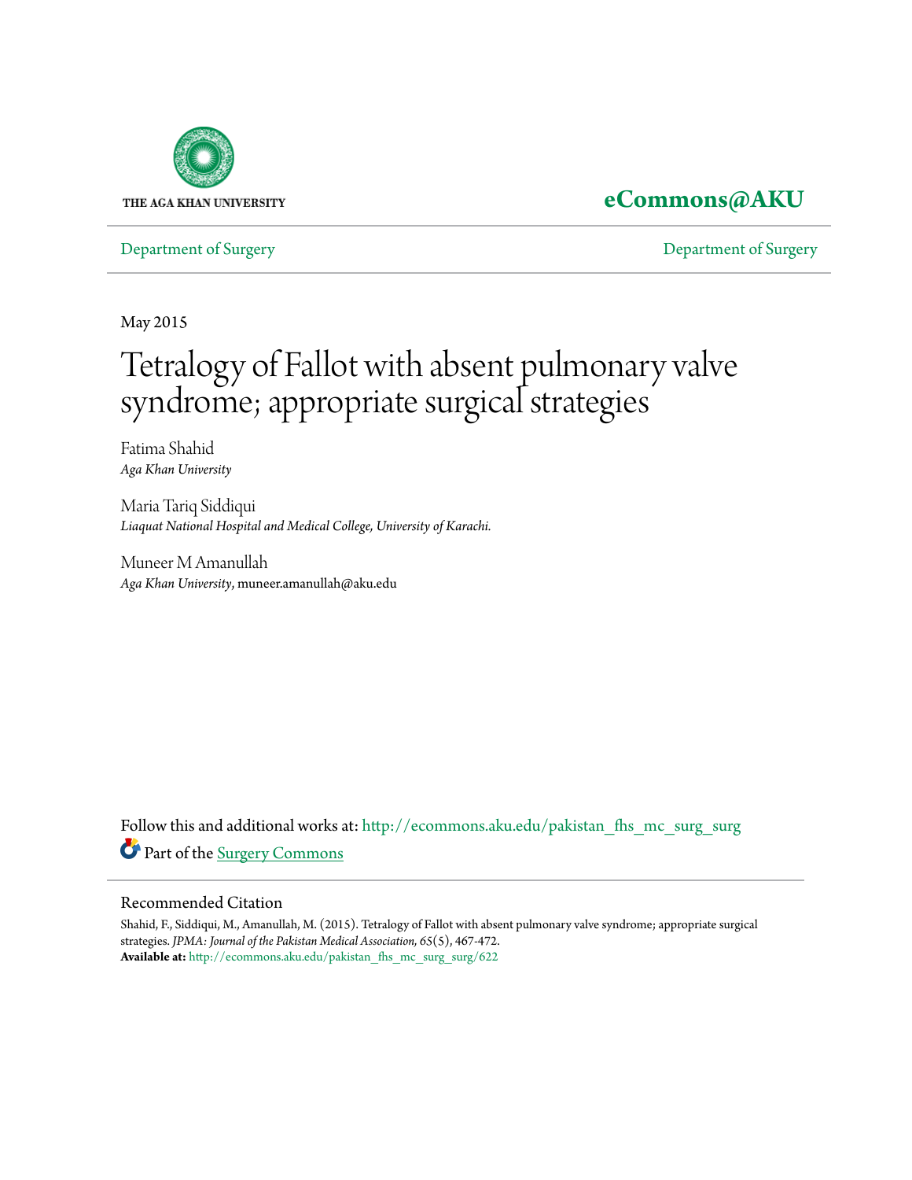THE AGA KHAN UNIVERSITY

**eCommons@AKU**

Department of Surgery — Department of Surgery

May 2015

# Tetralogy of Fallot with absent pulmonary valve syndrome; appropriate surgical strategies

Fatima Shahid
*Aga Khan University*

Maria Tariq Siddiqui
*Liaquat National Hospital and Medical College, University of Karachi.*

Muneer M Amanullah
*Aga Khan University*, muneer.amanullah@aku.edu

Follow this and additional works at: http://ecommons.aku.edu/pakistan_fhs_mc_surg_surg

Part of the Surgery Commons

## Recommended Citation

Shahid, F., Siddiqui, M., Amanullah, M. (2015). Tetralogy of Fallot with absent pulmonary valve syndrome; appropriate surgical strategies. *JPMA: Journal of the Pakistan Medical Association, 65*(5), 467-472.
**Available at:** http://ecommons.aku.edu/pakistan_fhs_mc_surg_surg/622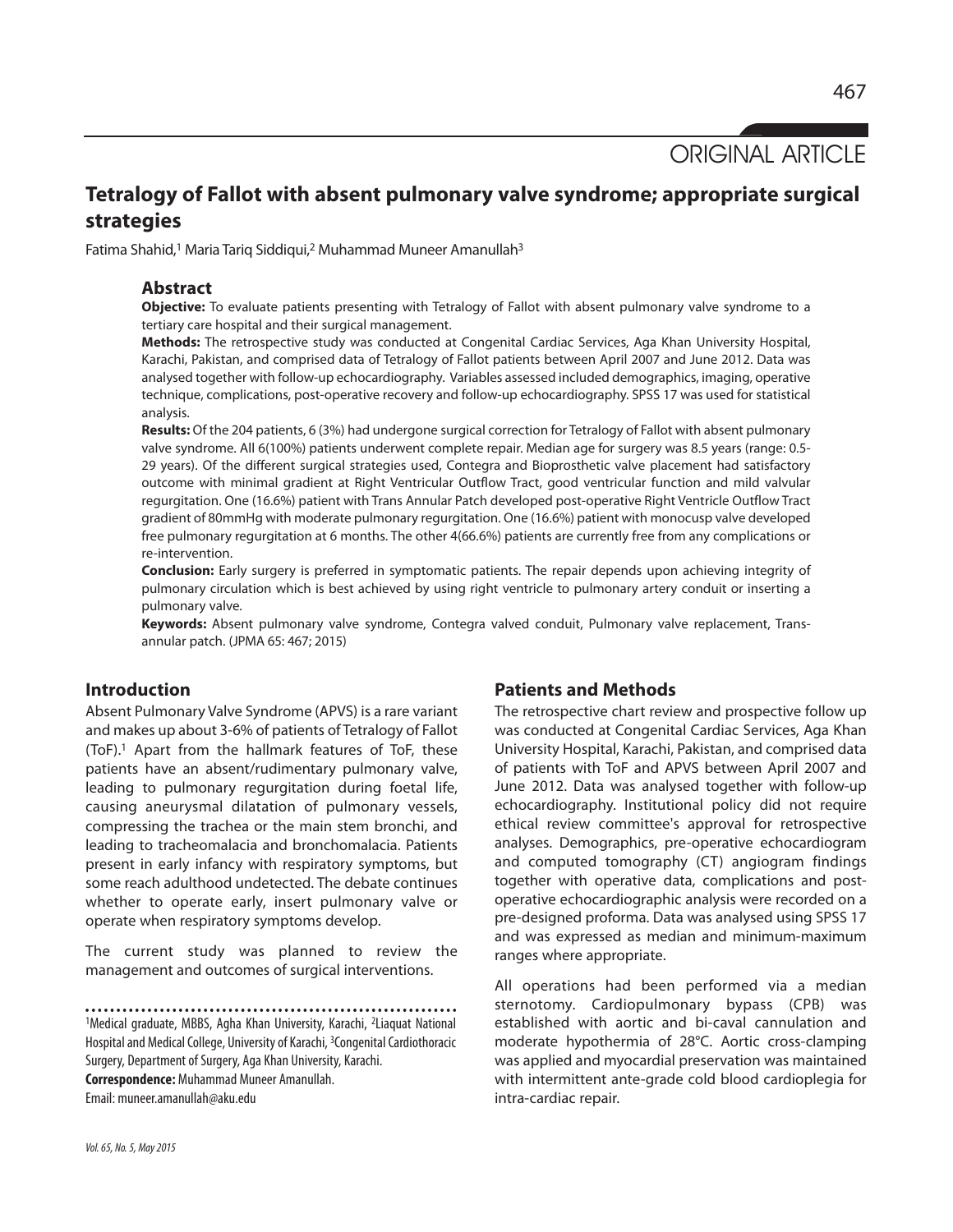ORIGINAL ARTICLE

# Tetralogy of Fallot with absent pulmonary valve syndrome; appropriate surgical strategies

Fatima Shahid,[1] Maria Tariq Siddiqui,[2] Muhammad Muneer Amanullah[3]

## Abstract

**Objective:** To evaluate patients presenting with Tetralogy of Fallot with absent pulmonary valve syndrome to a tertiary care hospital and their surgical management.

**Methods:** The retrospective study was conducted at Congenital Cardiac Services, Aga Khan University Hospital, Karachi, Pakistan, and comprised data of Tetralogy of Fallot patients between April 2007 and June 2012. Data was analysed together with follow-up echocardiography. Variables assessed included demographics, imaging, operative technique, complications, post-operative recovery and follow-up echocardiography. SPSS 17 was used for statistical analysis.

**Results:** Of the 204 patients, 6 (3%) had undergone surgical correction for Tetralogy of Fallot with absent pulmonary valve syndrome. All 6(100%) patients underwent complete repair. Median age for surgery was 8.5 years (range: 0.5-29 years). Of the different surgical strategies used, Contegra and Bioprosthetic valve placement had satisfactory outcome with minimal gradient at Right Ventricular Outflow Tract, good ventricular function and mild valvular regurgitation. One (16.6%) patient with Trans Annular Patch developed post-operative Right Ventricle Outflow Tract gradient of 80mmHg with moderate pulmonary regurgitation. One (16.6%) patient with monocusp valve developed free pulmonary regurgitation at 6 months. The other 4(66.6%) patients are currently free from any complications or re-intervention.

**Conclusion:** Early surgery is preferred in symptomatic patients. The repair depends upon achieving integrity of pulmonary circulation which is best achieved by using right ventricle to pulmonary artery conduit or inserting a pulmonary valve.

**Keywords:** Absent pulmonary valve syndrome, Contegra valved conduit, Pulmonary valve replacement, Trans-annular patch. (JPMA 65: 467; 2015)

## Introduction

Absent Pulmonary Valve Syndrome (APVS) is a rare variant and makes up about 3-6% of patients of Tetralogy of Fallot (ToF).[1] Apart from the hallmark features of ToF, these patients have an absent/rudimentary pulmonary valve, leading to pulmonary regurgitation during foetal life, causing aneurysmal dilatation of pulmonary vessels, compressing the trachea or the main stem bronchi, and leading to tracheomalacia and bronchomalacia. Patients present in early infancy with respiratory symptoms, but some reach adulthood undetected. The debate continues whether to operate early, insert pulmonary valve or operate when respiratory symptoms develop.

The current study was planned to review the management and outcomes of surgical interventions.

[1]Medical graduate, MBBS, Agha Khan University, Karachi, [2]Liaquat National Hospital and Medical College, University of Karachi, [3]Congenital Cardiothoracic Surgery, Department of Surgery, Aga Khan University, Karachi.

**Correspondence:** Muhammad Muneer Amanullah. Email: muneer.amanullah@aku.edu

## Patients and Methods

The retrospective chart review and prospective follow up was conducted at Congenital Cardiac Services, Aga Khan University Hospital, Karachi, Pakistan, and comprised data of patients with ToF and APVS between April 2007 and June 2012. Data was analysed together with follow-up echocardiography. Institutional policy did not require ethical review committee's approval for retrospective analyses. Demographics, pre-operative echocardiogram and computed tomography (CT) angiogram findings together with operative data, complications and post-operative echocardiographic analysis were recorded on a pre-designed proforma. Data was analysed using SPSS 17 and was expressed as median and minimum-maximum ranges where appropriate.

All operations had been performed via a median sternotomy. Cardiopulmonary bypass (CPB) was established with aortic and bi-caval cannulation and moderate hypothermia of 28°C. Aortic cross-clamping was applied and myocardial preservation was maintained with intermittent ante-grade cold blood cardioplegia for intra-cardiac repair.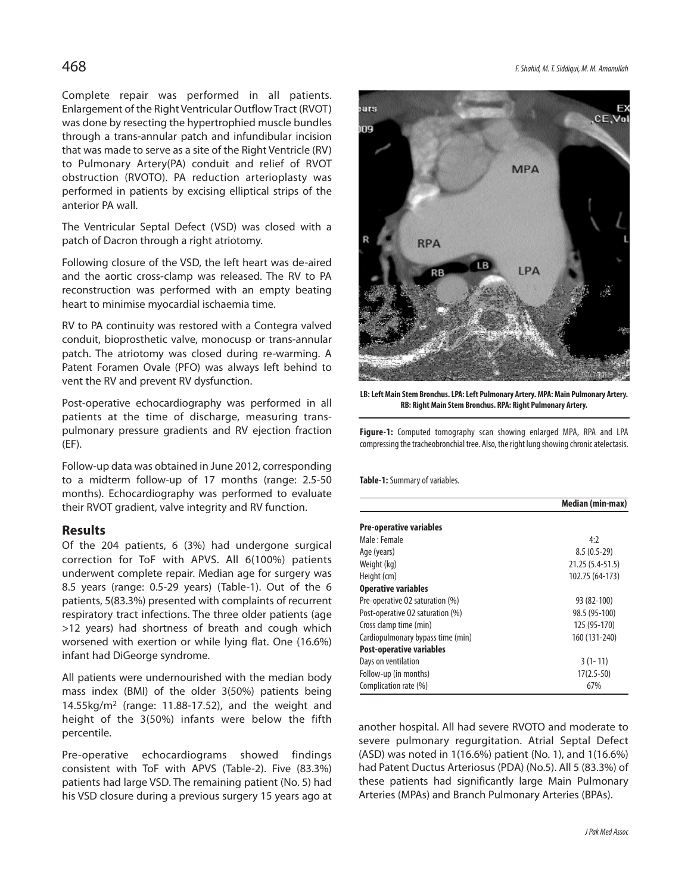Complete repair was performed in all patients. Enlargement of the Right Ventricular Outflow Tract (RVOT) was done by resecting the hypertrophied muscle bundles through a trans-annular patch and infundibular incision that was made to serve as a site of the Right Ventricle (RV) to Pulmonary Artery(PA) conduit and relief of RVOT obstruction (RVOTO). PA reduction arterioplasty was performed in patients by excising elliptical strips of the anterior PA wall.

The Ventricular Septal Defect (VSD) was closed with a patch of Dacron through a right atriotomy.

Following closure of the VSD, the left heart was de-aired and the aortic cross-clamp was released. The RV to PA reconstruction was performed with an empty beating heart to minimise myocardial ischaemia time.

RV to PA continuity was restored with a Contegra valved conduit, bioprosthetic valve, monocusp or trans-annular patch. The atriotomy was closed during re-warming. A Patent Foramen Ovale (PFO) was always left behind to vent the RV and prevent RV dysfunction.

Post-operative echocardiography was performed in all patients at the time of discharge, measuring trans-pulmonary pressure gradients and RV ejection fraction (EF).

Follow-up data was obtained in June 2012, corresponding to a midterm follow-up of 17 months (range: 2.5-50 months). Echocardiography was performed to evaluate their RVOT gradient, valve integrity and RV function.

## Results

Of the 204 patients, 6 (3%) had undergone surgical correction for ToF with APVS. All 6(100%) patients underwent complete repair. Median age for surgery was 8.5 years (range: 0.5-29 years) (Table-1). Out of the 6 patients, 5(83.3%) presented with complaints of recurrent respiratory tract infections. The three older patients (age >12 years) had shortness of breath and cough which worsened with exertion or while lying flat. One (16.6%) infant had DiGeorge syndrome.

All patients were undernourished with the median body mass index (BMI) of the older 3(50%) patients being 14.55kg/m$^2$ (range: 11.88-17.52), and the weight and height of the 3(50%) infants were below the fifth percentile.

Pre-operative echocardiograms showed findings consistent with ToF with APVS (Table-2). Five (83.3%) patients had large VSD. The remaining patient (No. 5) had his VSD closure during a previous surgery 15 years ago at another hospital. All had severe RVOTO and moderate to severe pulmonary regurgitation. Atrial Septal Defect (ASD) was noted in 1(16.6%) patient (No. 1), and 1(16.6%) had Patent Ductus Arteriosus (PDA) (No.5). All 5 (83.3%) of these patients had significantly large Main Pulmonary Arteries (MPAs) and Branch Pulmonary Arteries (BPAs).

LB: Left Main Stem Bronchus. LPA: Left Pulmonary Artery. MPA: Main Pulmonary Artery. RB: Right Main Stem Bronchus. RPA: Right Pulmonary Artery.

**Figure-1:** Computed tomography scan showing enlarged MPA, RPA and LPA compressing the tracheobronchial tree. Also, the right lung showing chronic atelectasis.

**Table-1:** Summary of variables.

| | Median (min-max) |
|---|---|
| **Pre-operative variables** | |
| Male : Female | 4:2 |
| Age (years) | 8.5 (0.5-29) |
| Weight (kg) | 21.25 (5.4-51.5) |
| Height (cm) | 102.75 (64-173) |
| **Operative variables** | |
| Pre-operative O2 saturation (%) | 93 (82-100) |
| Post-operative O2 saturation (%) | 98.5 (95-100) |
| Cross clamp time (min) | 125 (95-170) |
| Cardiopulmonary bypass time (min) | 160 (131-240) |
| **Post-operative variables** | |
| Days on ventilation | 3 (1- 11) |
| Follow-up (in months) | 17(2.5-50) |
| Complication rate (%) | 67% |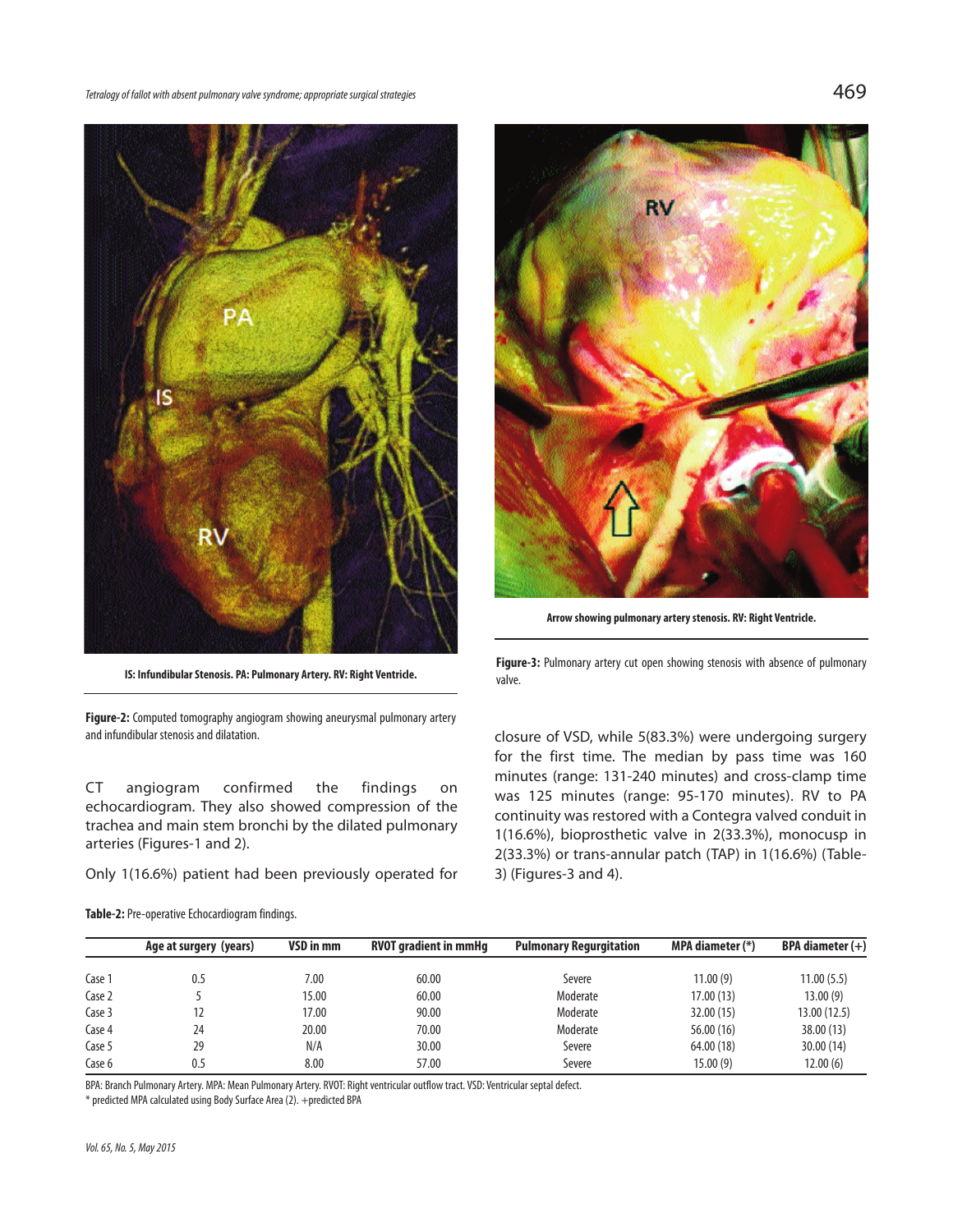IS: Infundibular Stenosis. PA: Pulmonary Artery. RV: Right Ventricle.

**Figure-2:** Computed tomography angiogram showing aneurysmal pulmonary artery and infundibular stenosis and dilatation.

CT angiogram confirmed the findings on echocardiogram. They also showed compression of the trachea and main stem bronchi by the dilated pulmonary arteries (Figures-1 and 2).

Only 1(16.6%) patient had been previously operated for closure of VSD, while 5(83.3%) were undergoing surgery for the first time. The median by pass time was 160 minutes (range: 131-240 minutes) and cross-clamp time was 125 minutes (range: 95-170 minutes). RV to PA continuity was restored with a Contegra valved conduit in 1(16.6%), bioprosthetic valve in 2(33.3%), monocusp in 2(33.3%) or trans-annular patch (TAP) in 1(16.6%) (Table-3) (Figures-3 and 4).

Arrow showing pulmonary artery stenosis. RV: Right Ventricle.

**Figure-3:** Pulmonary artery cut open showing stenosis with absence of pulmonary valve.

**Table-2:** Pre-operative Echocardiogram findings.

| | Age at surgery (years) | VSD in mm | RVOT gradient in mmHg | Pulmonary Regurgitation | MPA diameter (*) | BPA diameter (+) |
|---|---|---|---|---|---|---|
| Case 1 | 0.5 | 7.00 | 60.00 | Severe | 11.00 (9) | 11.00 (5.5) |
| Case 2 | 5 | 15.00 | 60.00 | Moderate | 17.00 (13) | 13.00 (9) |
| Case 3 | 12 | 17.00 | 90.00 | Moderate | 32.00 (15) | 13.00 (12.5) |
| Case 4 | 24 | 20.00 | 70.00 | Moderate | 56.00 (16) | 38.00 (13) |
| Case 5 | 29 | N/A | 30.00 | Severe | 64.00 (18) | 30.00 (14) |
| Case 6 | 0.5 | 8.00 | 57.00 | Severe | 15.00 (9) | 12.00 (6) |

BPA: Branch Pulmonary Artery. MPA: Mean Pulmonary Artery. RVOT: Right ventricular outflow tract. VSD: Ventricular septal defect.

\* predicted MPA calculated using Body Surface Area (2). +predicted BPA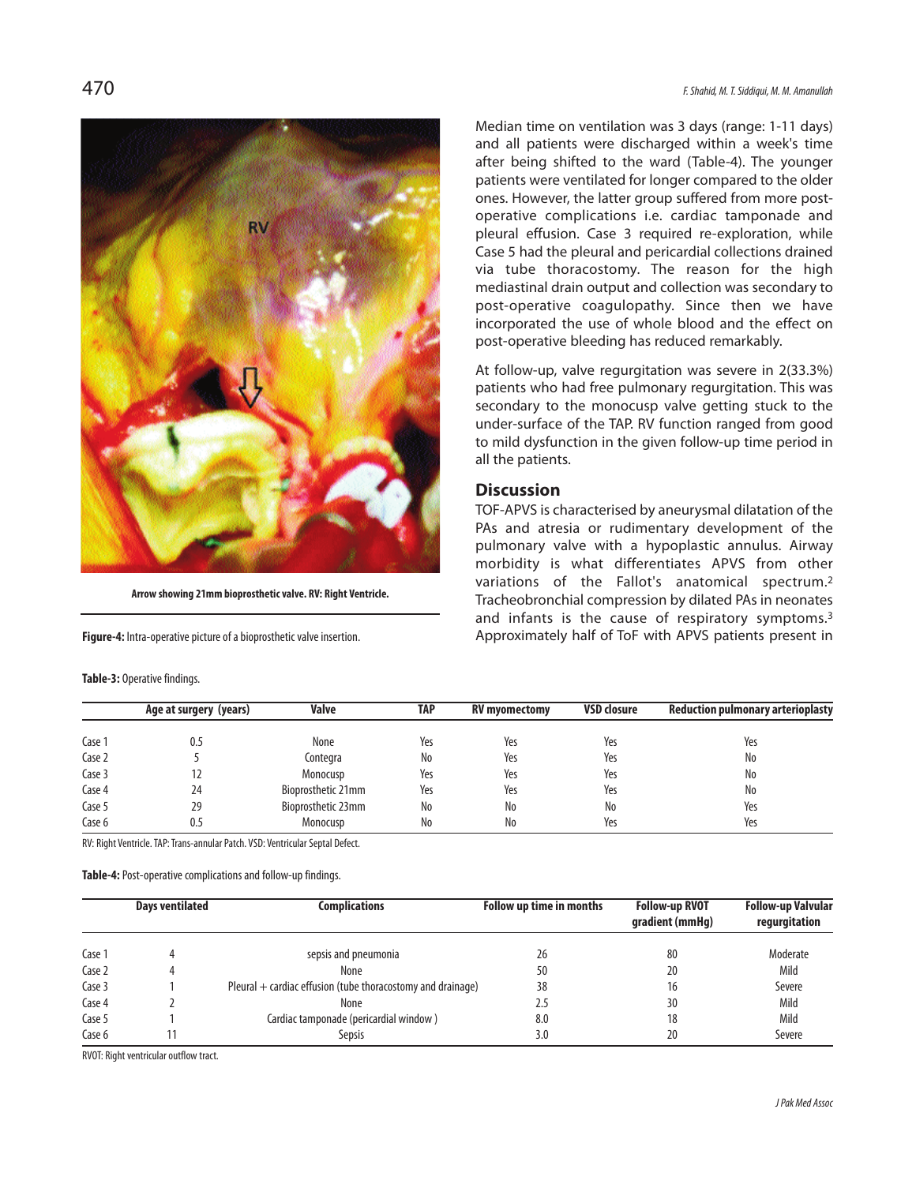Arrow showing 21mm bioprosthetic valve. RV: Right Ventricle.

**Figure-4:** Intra-operative picture of a bioprosthetic valve insertion.

Median time on ventilation was 3 days (range: 1-11 days) and all patients were discharged within a week's time after being shifted to the ward (Table-4). The younger patients were ventilated for longer compared to the older ones. However, the latter group suffered from more post-operative complications i.e. cardiac tamponade and pleural effusion. Case 3 required re-exploration, while Case 5 had the pleural and pericardial collections drained via tube thoracostomy. The reason for the high mediastinal drain output and collection was secondary to post-operative coagulopathy. Since then we have incorporated the use of whole blood and the effect on post-operative bleeding has reduced remarkably.

At follow-up, valve regurgitation was severe in 2(33.3%) patients who had free pulmonary regurgitation. This was secondary to the monocusp valve getting stuck to the under-surface of the TAP. RV function ranged from good to mild dysfunction in the given follow-up time period in all the patients.

## Discussion

TOF-APVS is characterised by aneurysmal dilatation of the PAs and atresia or rudimentary development of the pulmonary valve with a hypoplastic annulus. Airway morbidity is what differentiates APVS from other variations of the Fallot's anatomical spectrum.[2] Tracheobronchial compression by dilated PAs in neonates and infants is the cause of respiratory symptoms.[3] Approximately half of ToF with APVS patients present in

**Table-3:** Operative findings.

| | Age at surgery (years) | Valve | TAP | RV myomectomy | VSD closure | Reduction pulmonary arterioplasty |
|---|---|---|---|---|---|---|
| Case 1 | 0.5 | None | Yes | Yes | Yes | Yes |
| Case 2 | 5 | Contegra | No | Yes | Yes | No |
| Case 3 | 12 | Monocusp | Yes | Yes | Yes | No |
| Case 4 | 24 | Bioprosthetic 21mm | Yes | Yes | Yes | No |
| Case 5 | 29 | Bioprosthetic 23mm | No | No | No | Yes |
| Case 6 | 0.5 | Monocusp | No | No | Yes | Yes |

RV: Right Ventricle. TAP: Trans-annular Patch. VSD: Ventricular Septal Defect.

**Table-4:** Post-operative complications and follow-up findings.

| | Days ventilated | Complications | Follow up time in months | Follow-up RVOT gradient (mmHg) | Follow-up Valvular regurgitation |
|---|---|---|---|---|---|
| Case 1 | 4 | sepsis and pneumonia | 26 | 80 | Moderate |
| Case 2 | 4 | None | 50 | 20 | Mild |
| Case 3 | 1 | Pleural + cardiac effusion (tube thoracostomy and drainage) | 38 | 16 | Severe |
| Case 4 | 2 | None | 2.5 | 30 | Mild |
| Case 5 | 1 | Cardiac tamponade (pericardial window ) | 8.0 | 18 | Mild |
| Case 6 | 11 | Sepsis | 3.0 | 20 | Severe |

RVOT: Right ventricular outflow tract.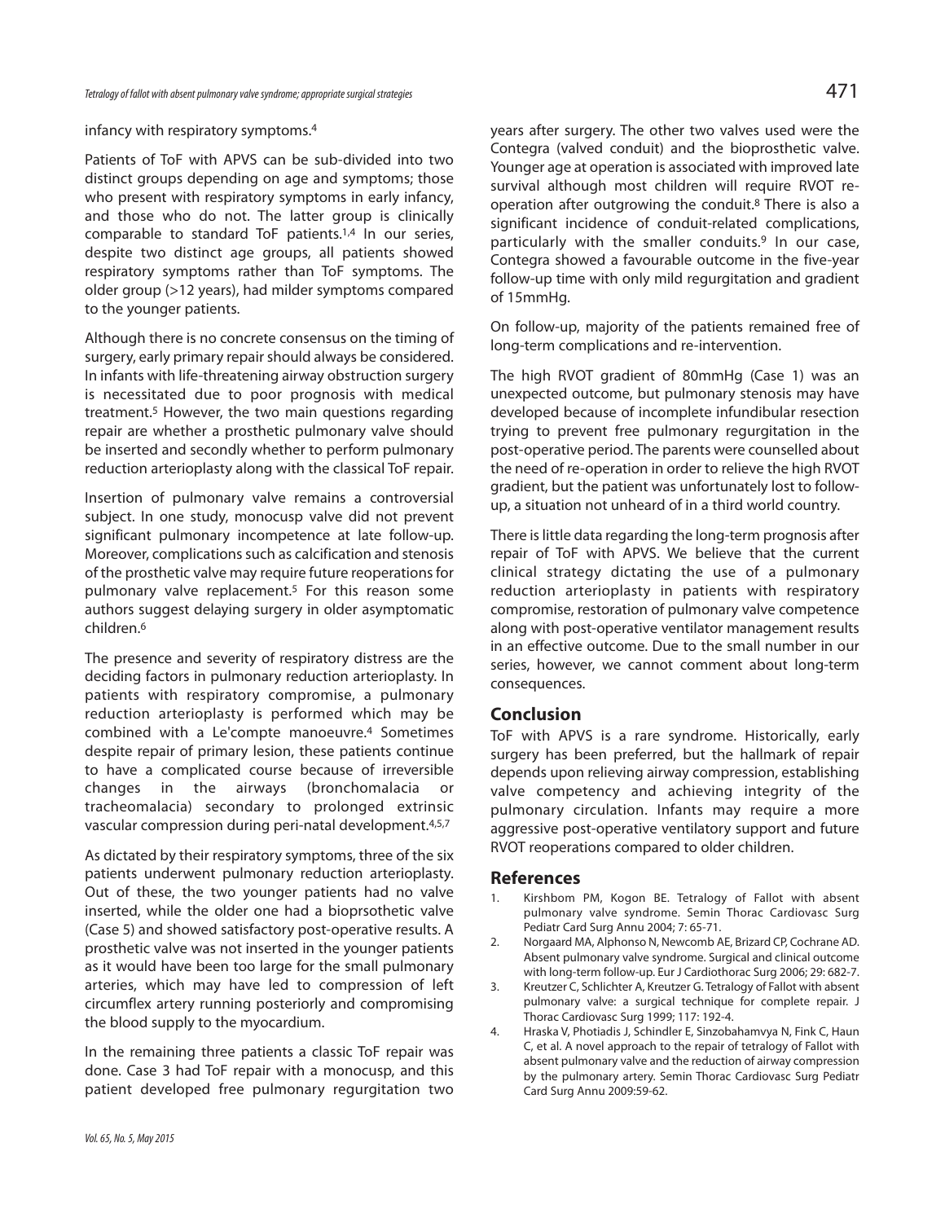infancy with respiratory symptoms.[4]

Patients of ToF with APVS can be sub-divided into two distinct groups depending on age and symptoms; those who present with respiratory symptoms in early infancy, and those who do not. The latter group is clinically comparable to standard ToF patients.[1,4] In our series, despite two distinct age groups, all patients showed respiratory symptoms rather than ToF symptoms. The older group (>12 years), had milder symptoms compared to the younger patients.

Although there is no concrete consensus on the timing of surgery, early primary repair should always be considered. In infants with life-threatening airway obstruction surgery is necessitated due to poor prognosis with medical treatment.[5] However, the two main questions regarding repair are whether a prosthetic pulmonary valve should be inserted and secondly whether to perform pulmonary reduction arterioplasty along with the classical ToF repair.

Insertion of pulmonary valve remains a controversial subject. In one study, monocusp valve did not prevent significant pulmonary incompetence at late follow-up. Moreover, complications such as calcification and stenosis of the prosthetic valve may require future reoperations for pulmonary valve replacement.[5] For this reason some authors suggest delaying surgery in older asymptomatic children.[6]

The presence and severity of respiratory distress are the deciding factors in pulmonary reduction arterioplasty. In patients with respiratory compromise, a pulmonary reduction arterioplasty is performed which may be combined with a Le'compte manoeuvre.[4] Sometimes despite repair of primary lesion, these patients continue to have a complicated course because of irreversible changes in the airways (bronchomalacia or tracheomalacia) secondary to prolonged extrinsic vascular compression during peri-natal development.[4,5,7]

As dictated by their respiratory symptoms, three of the six patients underwent pulmonary reduction arterioplasty. Out of these, the two younger patients had no valve inserted, while the older one had a bioprsothetic valve (Case 5) and showed satisfactory post-operative results. A prosthetic valve was not inserted in the younger patients as it would have been too large for the small pulmonary arteries, which may have led to compression of left circumflex artery running posteriorly and compromising the blood supply to the myocardium.

In the remaining three patients a classic ToF repair was done. Case 3 had ToF repair with a monocusp, and this patient developed free pulmonary regurgitation two years after surgery. The other two valves used were the Contegra (valved conduit) and the bioprosthetic valve. Younger age at operation is associated with improved late survival although most children will require RVOT re-operation after outgrowing the conduit.[8] There is also a significant incidence of conduit-related complications, particularly with the smaller conduits.[9] In our case, Contegra showed a favourable outcome in the five-year follow-up time with only mild regurgitation and gradient of 15mmHg.

On follow-up, majority of the patients remained free of long-term complications and re-intervention.

The high RVOT gradient of 80mmHg (Case 1) was an unexpected outcome, but pulmonary stenosis may have developed because of incomplete infundibular resection trying to prevent free pulmonary regurgitation in the post-operative period. The parents were counselled about the need of re-operation in order to relieve the high RVOT gradient, but the patient was unfortunately lost to follow-up, a situation not unheard of in a third world country.

There is little data regarding the long-term prognosis after repair of ToF with APVS. We believe that the current clinical strategy dictating the use of a pulmonary reduction arterioplasty in patients with respiratory compromise, restoration of pulmonary valve competence along with post-operative ventilator management results in an effective outcome. Due to the small number in our series, however, we cannot comment about long-term consequences.

## Conclusion

ToF with APVS is a rare syndrome. Historically, early surgery has been preferred, but the hallmark of repair depends upon relieving airway compression, establishing valve competency and achieving integrity of the pulmonary circulation. Infants may require a more aggressive post-operative ventilatory support and future RVOT reoperations compared to older children.

## References

1. Kirshbom PM, Kogon BE. Tetralogy of Fallot with absent pulmonary valve syndrome. Semin Thorac Cardiovasc Surg Pediatr Card Surg Annu 2004; 7: 65-71.
2. Norgaard MA, Alphonso N, Newcomb AE, Brizard CP, Cochrane AD. Absent pulmonary valve syndrome. Surgical and clinical outcome with long-term follow-up. Eur J Cardiothorac Surg 2006; 29: 682-7.
3. Kreutzer C, Schlichter A, Kreutzer G. Tetralogy of Fallot with absent pulmonary valve: a surgical technique for complete repair. J Thorac Cardiovasc Surg 1999; 117: 192-4.
4. Hraska V, Photiadis J, Schindler E, Sinzobahamvya N, Fink C, Haun C, et al. A novel approach to the repair of tetralogy of Fallot with absent pulmonary valve and the reduction of airway compression by the pulmonary artery. Semin Thorac Cardiovasc Surg Pediatr Card Surg Annu 2009:59-62.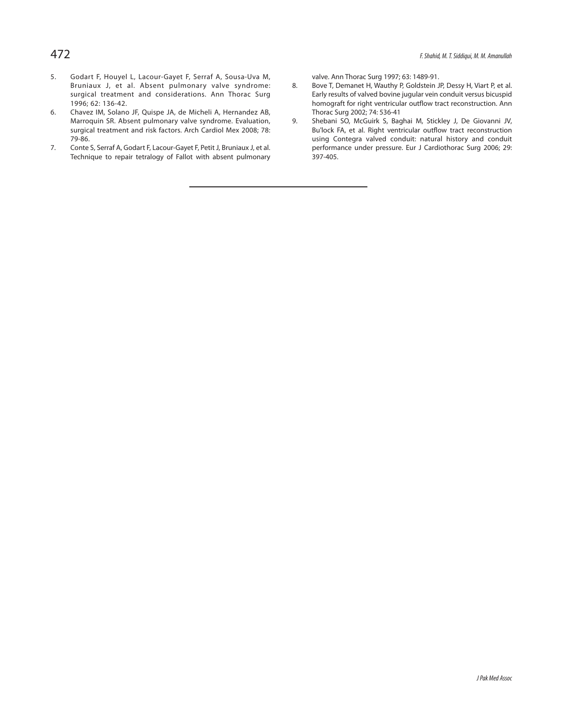5. Godart F, Houyel L, Lacour-Gayet F, Serraf A, Sousa-Uva M, Bruniaux J, et al. Absent pulmonary valve syndrome: surgical treatment and considerations. Ann Thorac Surg 1996; 62: 136-42.
6. Chavez IM, Solano JF, Quispe JA, de Micheli A, Hernandez AB, Marroquin SR. Absent pulmonary valve syndrome. Evaluation, surgical treatment and risk factors. Arch Cardiol Mex 2008; 78: 79-86.
7. Conte S, Serraf A, Godart F, Lacour-Gayet F, Petit J, Bruniaux J, et al. Technique to repair tetralogy of Fallot with absent pulmonary valve. Ann Thorac Surg 1997; 63: 1489-91.
8. Bove T, Demanet H, Wauthy P, Goldstein JP, Dessy H, Viart P, et al. Early results of valved bovine jugular vein conduit versus bicuspid homograft for right ventricular outflow tract reconstruction. Ann Thorac Surg 2002; 74: 536-41
9. Shebani SO, McGuirk S, Baghai M, Stickley J, De Giovanni JV, Bu'lock FA, et al. Right ventricular outflow tract reconstruction using Contegra valved conduit: natural history and conduit performance under pressure. Eur J Cardiothorac Surg 2006; 29: 397-405.